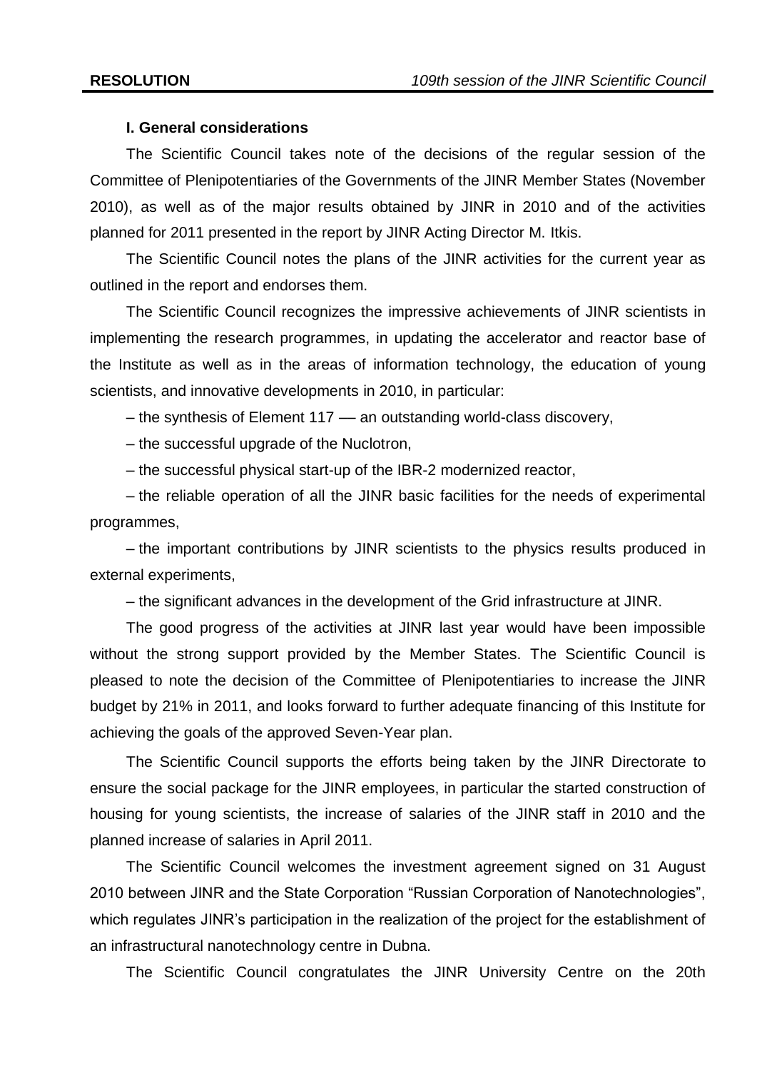### I. General considerations

The Scientific Council takes note of the decisions of the regular session of the Committee of Plenipotentiaries of the Governments of the JINR Member States (November 2010), as well as of the major results obtained by JINR in 2010 and of the activities planned for 2011 presented in the report by JINR Acting Director M. Itkis.

The Scientific Council notes the plans of the JINR activities for the current year as outlined in the report and endorses them.

The Scientific Council recognizes the impressive achievements of JINR scientists in implementing the research programmes, in updating the accelerator and reactor base of the Institute as well as in the areas of information technology, the education of young scientists, and innovative developments in 2010, in particular:

– the synthesis of Element 117 — an outstanding world-class discovery,

– the successful upgrade of the Nuclotron,

– the successful physical start-up of the IBR-2 modernized reactor,

– the reliable operation of all the JINR basic facilities for the needs of experimental programmes,

– the important contributions by JINR scientists to the physics results produced in external experiments,

– the significant advances in the development of the Grid infrastructure at JINR.

The good progress of the activities at JINR last year would have been impossible without the strong support provided by the Member States. The Scientific Council is pleased to note the decision of the Committee of Plenipotentiaries to increase the JINR budget by 21% in 2011, and looks forward to further adequate financing of this Institute for achieving the goals of the approved Seven-Year plan.

The Scientific Council supports the efforts being taken by the JINR Directorate to ensure the social package for the JINR employees, in particular the started construction of housing for young scientists, the increase of salaries of the JINR staff in 2010 and the planned increase of salaries in April 2011.

The Scientific Council welcomes the investment agreement signed on 31 August 2010 between JINR and the State Corporation "Russian Corporation of Nanotechnologies", which regulates JINR's participation in the realization of the project for the establishment of an infrastructural nanotechnology centre in Dubna.

The Scientific Council congratulates the JINR University Centre on the 20th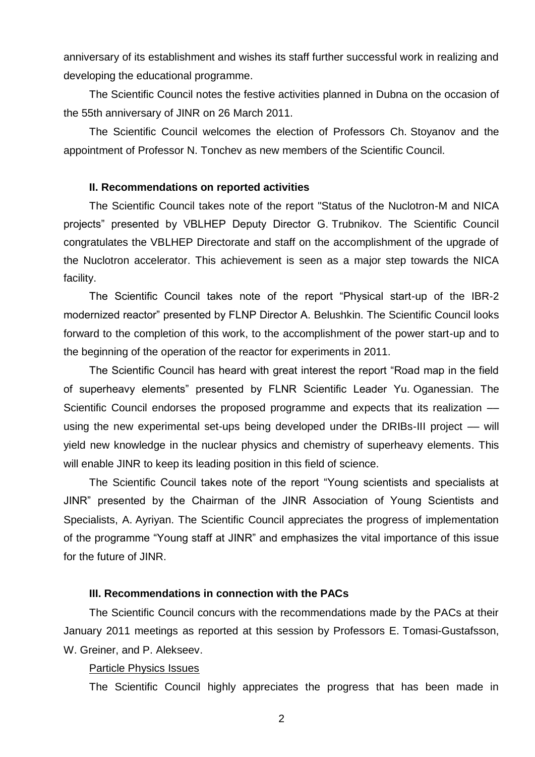anniversary of its establishment and wishes its staff further successful work in realizing and developing the educational programme.

The Scientific Council notes the festive activities planned in Dubna on the occasion of the 55th anniversary of JINR on 26 March 2011.

The Scientific Council welcomes the election of Professors Ch. Stoyanov and the appointment of Professor N. Tonchev as new members of the Scientific Council.

**II. Recommendations on reported activities**

The Scientific Council takes note of the report "Status of the Nuclotron-M and NICA projects" presented by VBLHEP Deputy Director G. Trubnikov. The Scientific Council congratulates the VBLHEP Directorate and staff on the accomplishment of the upgrade of the Nuclotron accelerator. This achievement is seen as a major step towards the NICA facility.

The Scientific Council takes note of the report "Physical start-up of the IBR-2 modernized reactor" presented by FLNP Director A. Belushkin. The Scientific Council looks forward to the completion of this work, to the accomplishment of the power start-up and to the beginning of the operation of the reactor for experiments in 2011.

The Scientific Council has heard with great interest the report "Road map in the field of superheavy elements" presented by FLNR Scientific Leader Yu. Oganessian. The Scientific Council endorses the proposed programme and expects that its realization — using the new experimental set-ups being developed under the DRIBs-III project — will yield new knowledge in the nuclear physics and chemistry of superheavy elements. This will enable JINR to keep its leading position in this field of science.

The Scientific Council takes note of the report "Young scientists and specialists at JINR" presented by the Chairman of the JINR Association of Young Scientists and Specialists, A. Ayriyan. The Scientific Council appreciates the progress of implementation of the programme "Young staff at JINR" and emphasizes the vital importance of this issue for the future of JINR.

**III. Recommendations in connection with the PACs**

The Scientific Council concurs with the recommendations made by the PACs at their January 2011 meetings as reported at this session by Professors E. Tomasi-Gustafsson, W. Greiner, and P. Alekseev.

Particle Physics Issues

The Scientific Council highly appreciates the progress that has been made in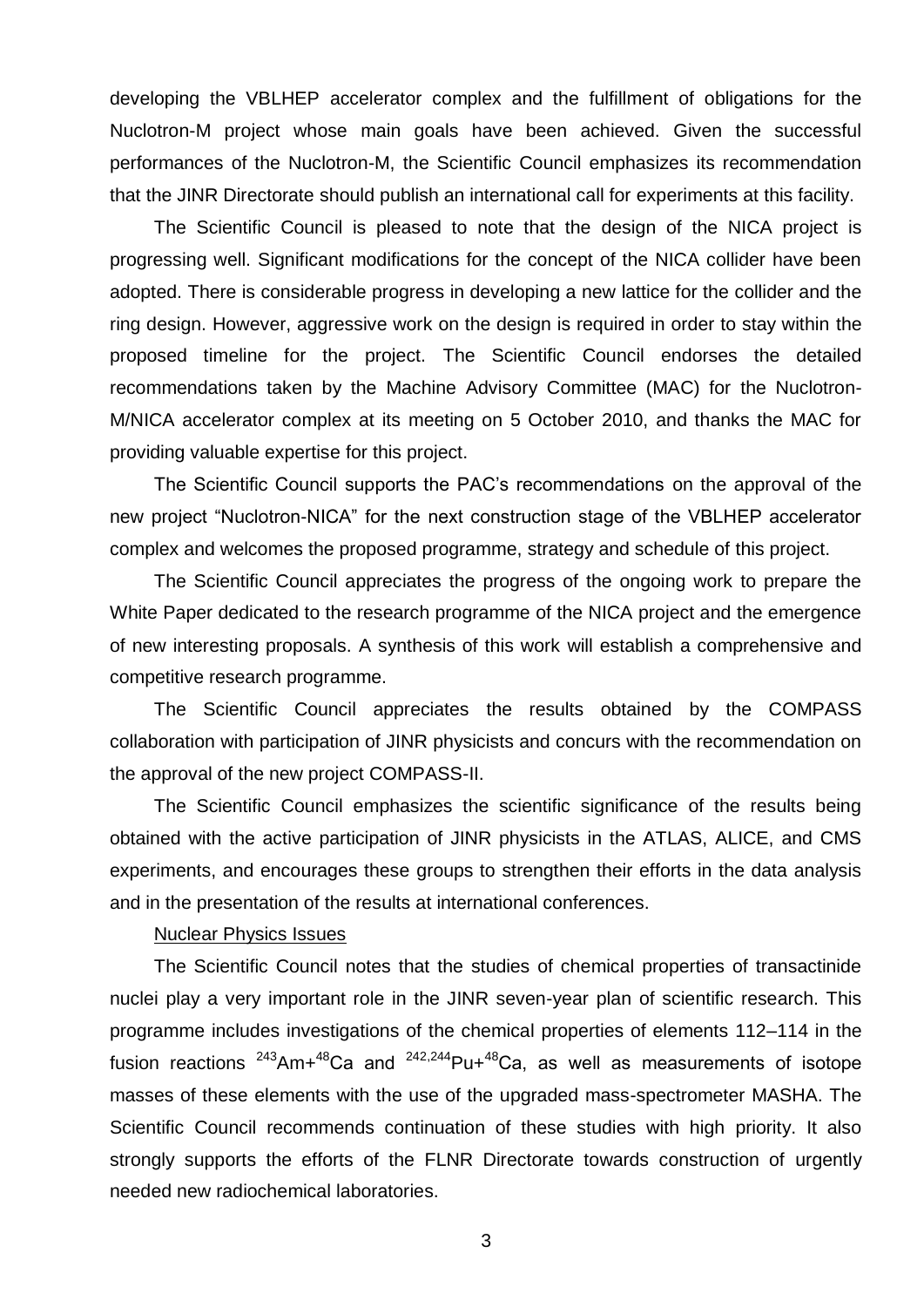developing the VBLHEP accelerator complex and the fulfillment of obligations for the Nuclotron-M project whose main goals have been achieved. Given the successful performances of the Nuclotron-M, the Scientific Council emphasizes its recommendation that the JINR Directorate should publish an international call for experiments at this facility.

The Scientific Council is pleased to note that the design of the NICA project is progressing well. Significant modifications for the concept of the NICA collider have been adopted. There is considerable progress in developing a new lattice for the collider and the ring design. However, aggressive work on the design is required in order to stay within the proposed timeline for the project. The Scientific Council endorses the detailed recommendations taken by the Machine Advisory Committee (MAC) for the Nuclotron-M/NICA accelerator complex at its meeting on 5 October 2010, and thanks the MAC for providing valuable expertise for this project.

The Scientific Council supports the PAC's recommendations on the approval of the new project "Nuclotron-NICA" for the next construction stage of the VBLHEP accelerator complex and welcomes the proposed programme, strategy and schedule of this project.

The Scientific Council appreciates the progress of the ongoing work to prepare the White Paper dedicated to the research programme of the NICA project and the emergence of new interesting proposals. A synthesis of this work will establish a comprehensive and competitive research programme.

The Scientific Council appreciates the results obtained by the COMPASS collaboration with participation of JINR physicists and concurs with the recommendation on the approval of the new project COMPASS-II.

The Scientific Council emphasizes the scientific significance of the results being obtained with the active participation of JINR physicists in the ATLAS, ALICE, and CMS experiments, and encourages these groups to strengthen their efforts in the data analysis and in the presentation of the results at international conferences.

Nuclear Physics Issues

The Scientific Council notes that the studies of chemical properties of transactinide nuclei play a very important role in the JINR seven-year plan of scientific research. This programme includes investigations of the chemical properties of elements 112–114 in the fusion reactions $^{243}Am+^{48}Ca$ and $^{242,244}Pu+^{48}Ca$, as well as measurements of isotope masses of these elements with the use of the upgraded mass-spectrometer MASHA. The Scientific Council recommends continuation of these studies with high priority. It also strongly supports the efforts of the FLNR Directorate towards construction of urgently needed new radiochemical laboratories.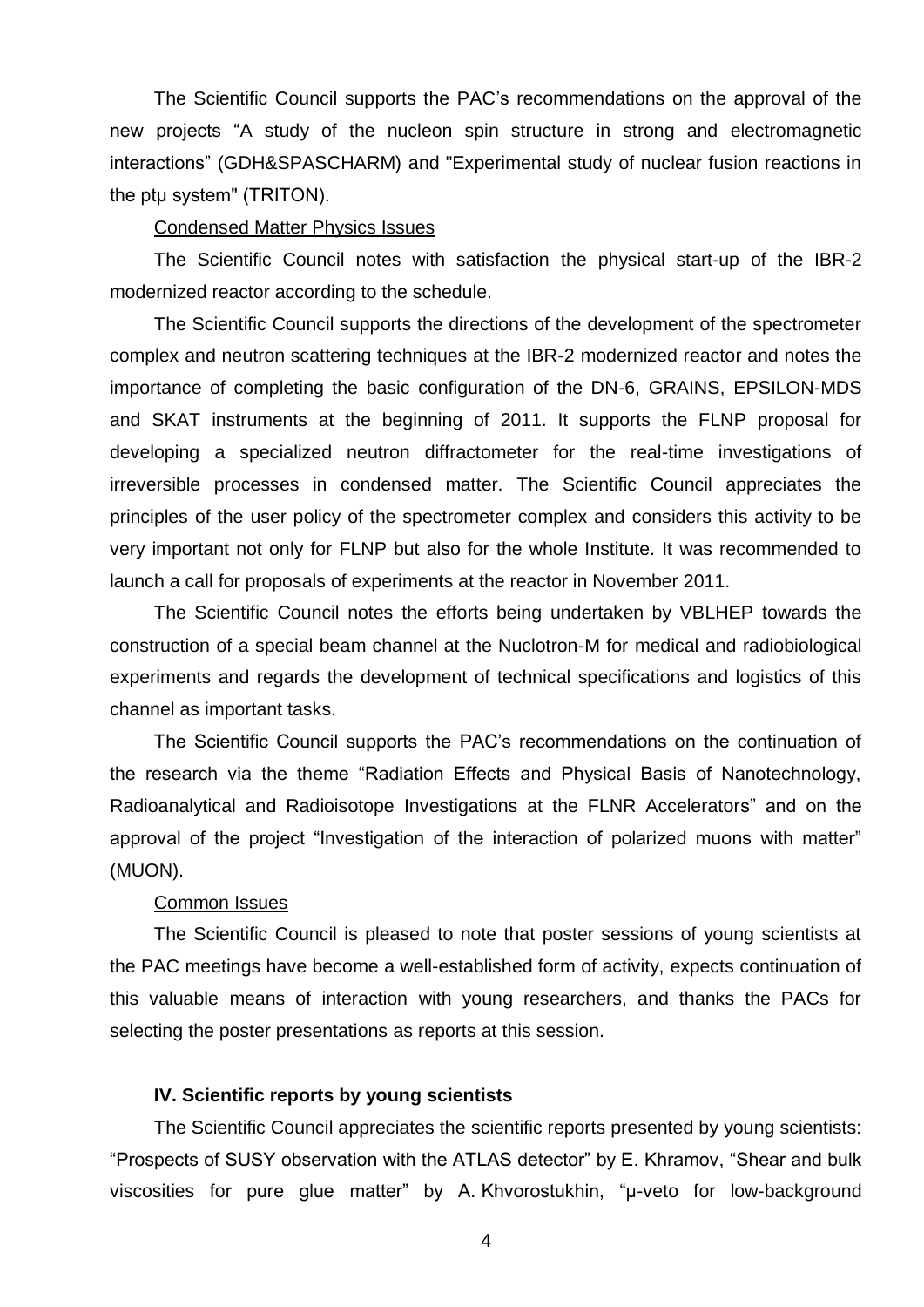The Scientific Council supports the PAC's recommendations on the approval of the new projects "A study of the nucleon spin structure in strong and electromagnetic interactions" (GDH&SPASCHARM) and "Experimental study of nuclear fusion reactions in the ptμ system" (TRITON).

Condensed Matter Physics Issues

The Scientific Council notes with satisfaction the physical start-up of the IBR-2 modernized reactor according to the schedule.

The Scientific Council supports the directions of the development of the spectrometer complex and neutron scattering techniques at the IBR-2 modernized reactor and notes the importance of completing the basic configuration of the DN-6, GRAINS, EPSILON-MDS and SKAT instruments at the beginning of 2011. It supports the FLNP proposal for developing a specialized neutron diffractometer for the real-time investigations of irreversible processes in condensed matter. The Scientific Council appreciates the principles of the user policy of the spectrometer complex and considers this activity to be very important not only for FLNP but also for the whole Institute. It was recommended to launch a call for proposals of experiments at the reactor in November 2011.

The Scientific Council notes the efforts being undertaken by VBLHEP towards the construction of a special beam channel at the Nuclotron-M for medical and radiobiological experiments and regards the development of technical specifications and logistics of this channel as important tasks.

The Scientific Council supports the PAC's recommendations on the continuation of the research via the theme "Radiation Effects and Physical Basis of Nanotechnology, Radioanalytical and Radioisotope Investigations at the FLNR Accelerators" and on the approval of the project "Investigation of the interaction of polarized muons with matter" (MUON).

Common Issues

The Scientific Council is pleased to note that poster sessions of young scientists at the PAC meetings have become a well-established form of activity, expects continuation of this valuable means of interaction with young researchers, and thanks the PACs for selecting the poster presentations as reports at this session.

### IV. Scientific reports by young scientists

The Scientific Council appreciates the scientific reports presented by young scientists: "Prospects of SUSY observation with the ATLAS detector" by E. Khramov, "Shear and bulk viscosities for pure glue matter" by A. Khvorostukhin, "μ-veto for low-background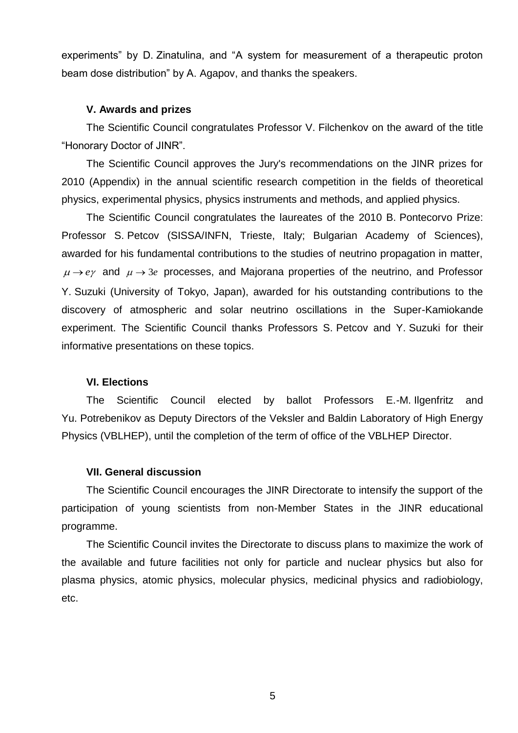experiments” by D. Zinatulina, and “A system for measurement of a therapeutic proton beam dose distribution” by A. Agapov, and thanks the speakers.

### V. Awards and prizes

The Scientific Council congratulates Professor V. Filchenkov on the award of the title “Honorary Doctor of JINR”.

The Scientific Council approves the Jury's recommendations on the JINR prizes for 2010 (Appendix) in the annual scientific research competition in the fields of theoretical physics, experimental physics, physics instruments and methods, and applied physics.

The Scientific Council congratulates the laureates of the 2010 B. Pontecorvo Prize: Professor S. Petcov (SISSA/INFN, Trieste, Italy; Bulgarian Academy of Sciences), awarded for his fundamental contributions to the studies of neutrino propagation in matter, $\mu \to e\gamma$ and $\mu \to 3e$ processes, and Majorana properties of the neutrino, and Professor Y. Suzuki (University of Tokyo, Japan), awarded for his outstanding contributions to the discovery of atmospheric and solar neutrino oscillations in the Super-Kamiokande experiment. The Scientific Council thanks Professors S. Petcov and Y. Suzuki for their informative presentations on these topics.

### VI. Elections

The Scientific Council elected by ballot Professors E.-M. Ilgenfritz and Yu. Potrebenikov as Deputy Directors of the Veksler and Baldin Laboratory of High Energy Physics (VBLHEP), until the completion of the term of office of the VBLHEP Director.

### VII. General discussion

The Scientific Council encourages the JINR Directorate to intensify the support of the participation of young scientists from non-Member States in the JINR educational programme.

The Scientific Council invites the Directorate to discuss plans to maximize the work of the available and future facilities not only for particle and nuclear physics but also for plasma physics, atomic physics, molecular physics, medicinal physics and radiobiology, etc.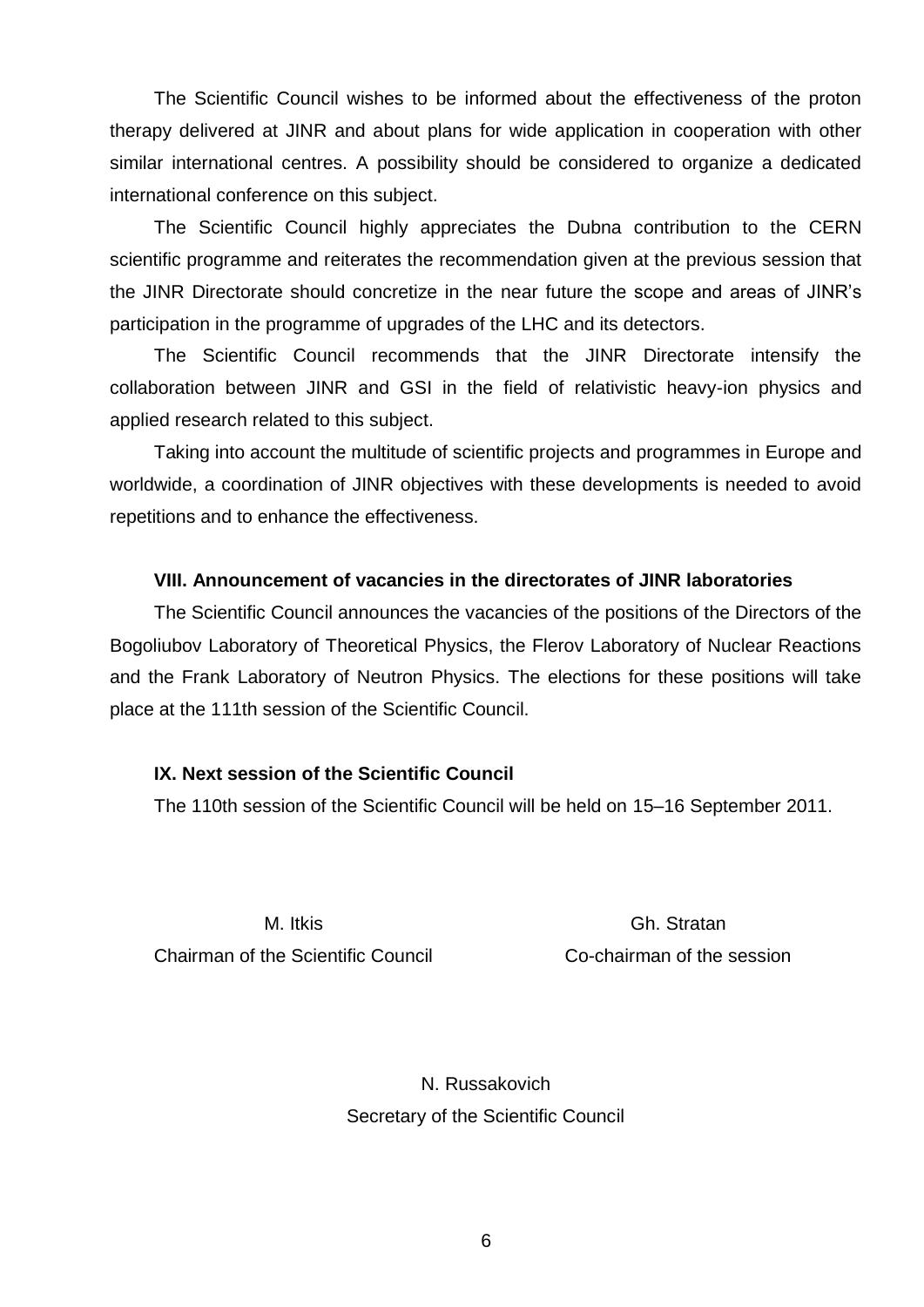The Scientific Council wishes to be informed about the effectiveness of the proton therapy delivered at JINR and about plans for wide application in cooperation with other similar international centres. A possibility should be considered to organize a dedicated international conference on this subject.

The Scientific Council highly appreciates the Dubna contribution to the CERN scientific programme and reiterates the recommendation given at the previous session that the JINR Directorate should concretize in the near future the scope and areas of JINR's participation in the programme of upgrades of the LHC and its detectors.

The Scientific Council recommends that the JINR Directorate intensify the collaboration between JINR and GSI in the field of relativistic heavy-ion physics and applied research related to this subject.

Taking into account the multitude of scientific projects and programmes in Europe and worldwide, a coordination of JINR objectives with these developments is needed to avoid repetitions and to enhance the effectiveness.

**VIII. Announcement of vacancies in the directorates of JINR laboratories**

The Scientific Council announces the vacancies of the positions of the Directors of the Bogoliubov Laboratory of Theoretical Physics, the Flerov Laboratory of Nuclear Reactions and the Frank Laboratory of Neutron Physics. The elections for these positions will take place at the 111th session of the Scientific Council.

**IX. Next session of the Scientific Council**

The 110th session of the Scientific Council will be held on 15–16 September 2011.

M. Itkis
Chairman of the Scientific Council

Gh. Stratan
Co-chairman of the session

N. Russakovich
Secretary of the Scientific Council